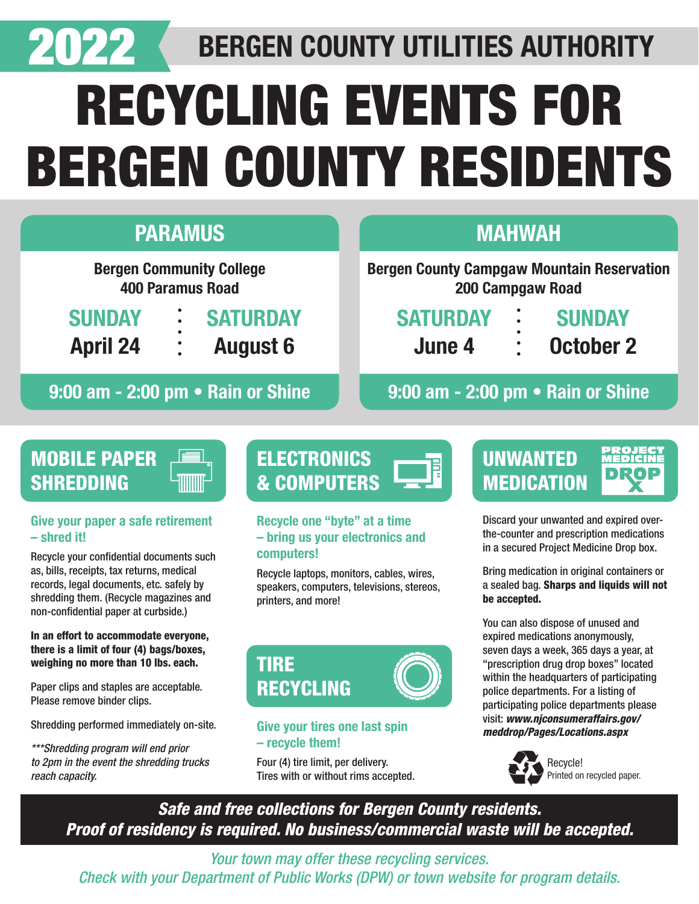# 2022 BERGEN COUNTY UTILITIES AUTHORITY

# RECYCLING EVENTS FOR BERGEN COUNTY RESIDENTS

## PARAMUS

**Bergen Community College**
**400 Paramus Road**

**SUNDAY April 24** • **SATURDAY August 6**

**9:00 am - 2:00 pm • Rain or Shine**

## MAHWAH

**Bergen County Campgaw Mountain Reservation**
**200 Campgaw Road**

**SATURDAY June 4** • **SUNDAY October 2**

**9:00 am - 2:00 pm • Rain or Shine**

## MOBILE PAPER SHREDDING

**Give your paper a safe retirement – shred it!**

Recycle your confidential documents such as, bills, receipts, tax returns, medical records, legal documents, etc. safely by shredding them. (Recycle magazines and non-confidential paper at curbside.)

**In an effort to accommodate everyone, there is a limit of four (4) bags/boxes, weighing no more than 10 lbs. each.**

Paper clips and staples are acceptable. Please remove binder clips.

Shredding performed immediately on-site.

****Shredding program will end prior to 2pm in the event the shredding trucks reach capacity.*

## ELECTRONICS & COMPUTERS

**Recycle one "byte" at a time – bring us your electronics and computers!**

Recycle laptops, monitors, cables, wires, speakers, computers, televisions, stereos, printers, and more!

## TIRE RECYCLING

**Give your tires one last spin – recycle them!**

Four (4) tire limit, per delivery.
Tires with or without rims accepted.

## UNWANTED MEDICATION

PROJECT MEDICINE DROP

Discard your unwanted and expired over-the-counter and prescription medications in a secured Project Medicine Drop box.

Bring medication in original containers or a sealed bag. **Sharps and liquids will not be accepted.**

You can also dispose of unused and expired medications anonymously, seven days a week, 365 days a year, at "prescription drug drop boxes" located within the headquarters of participating police departments. For a listing of participating police departments please visit: ***www.njconsumeraffairs.gov/meddrop/Pages/Locations.aspx***

Recycle! Printed on recycled paper.

***Safe and free collections for Bergen County residents.***
***Proof of residency is required. No business/commercial waste will be accepted.***

*Your town may offer these recycling services.*
*Check with your Department of Public Works (DPW) or town website for program details.*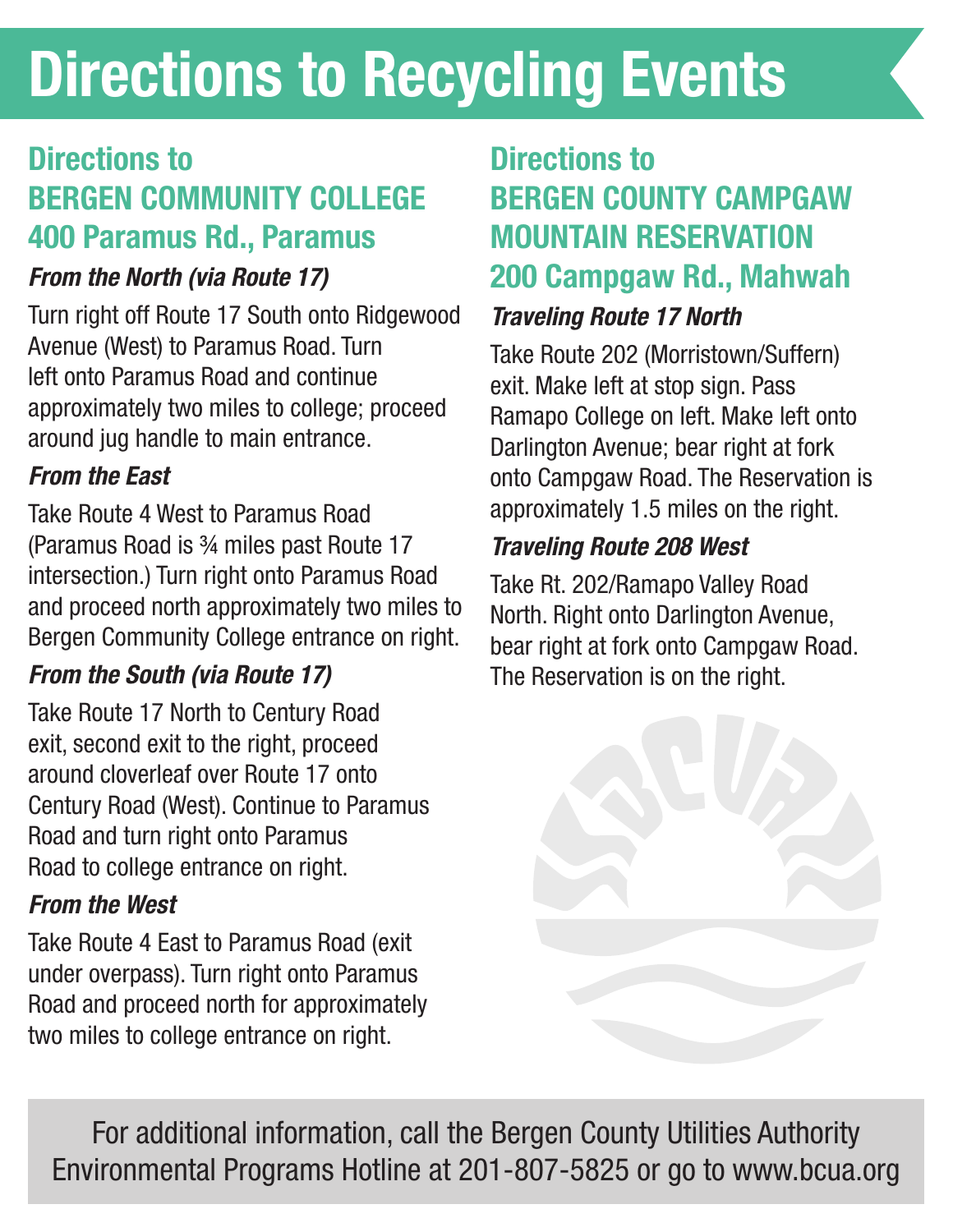# Directions to Recycling Events

## Directions to BERGEN COMMUNITY COLLEGE 400 Paramus Rd., Paramus

***From the North (via Route 17)***

Turn right off Route 17 South onto Ridgewood Avenue (West) to Paramus Road. Turn left onto Paramus Road and continue approximately two miles to college; proceed around jug handle to main entrance.

***From the East***

Take Route 4 West to Paramus Road (Paramus Road is ¾ miles past Route 17 intersection.) Turn right onto Paramus Road and proceed north approximately two miles to Bergen Community College entrance on right.

***From the South (via Route 17)***

Take Route 17 North to Century Road exit, second exit to the right, proceed around cloverleaf over Route 17 onto Century Road (West). Continue to Paramus Road and turn right onto Paramus Road to college entrance on right.

***From the West***

Take Route 4 East to Paramus Road (exit under overpass). Turn right onto Paramus Road and proceed north for approximately two miles to college entrance on right.

## Directions to BERGEN COUNTY CAMPGAW MOUNTAIN RESERVATION 200 Campgaw Rd., Mahwah

***Traveling Route 17 North***

Take Route 202 (Morristown/Suffern) exit. Make left at stop sign. Pass Ramapo College on left. Make left onto Darlington Avenue; bear right at fork onto Campgaw Road. The Reservation is approximately 1.5 miles on the right.

***Traveling Route 208 West***

Take Rt. 202/Ramapo Valley Road North. Right onto Darlington Avenue, bear right at fork onto Campgaw Road. The Reservation is on the right.

For additional information, call the Bergen County Utilities Authority Environmental Programs Hotline at 201-807-5825 or go to www.bcua.org